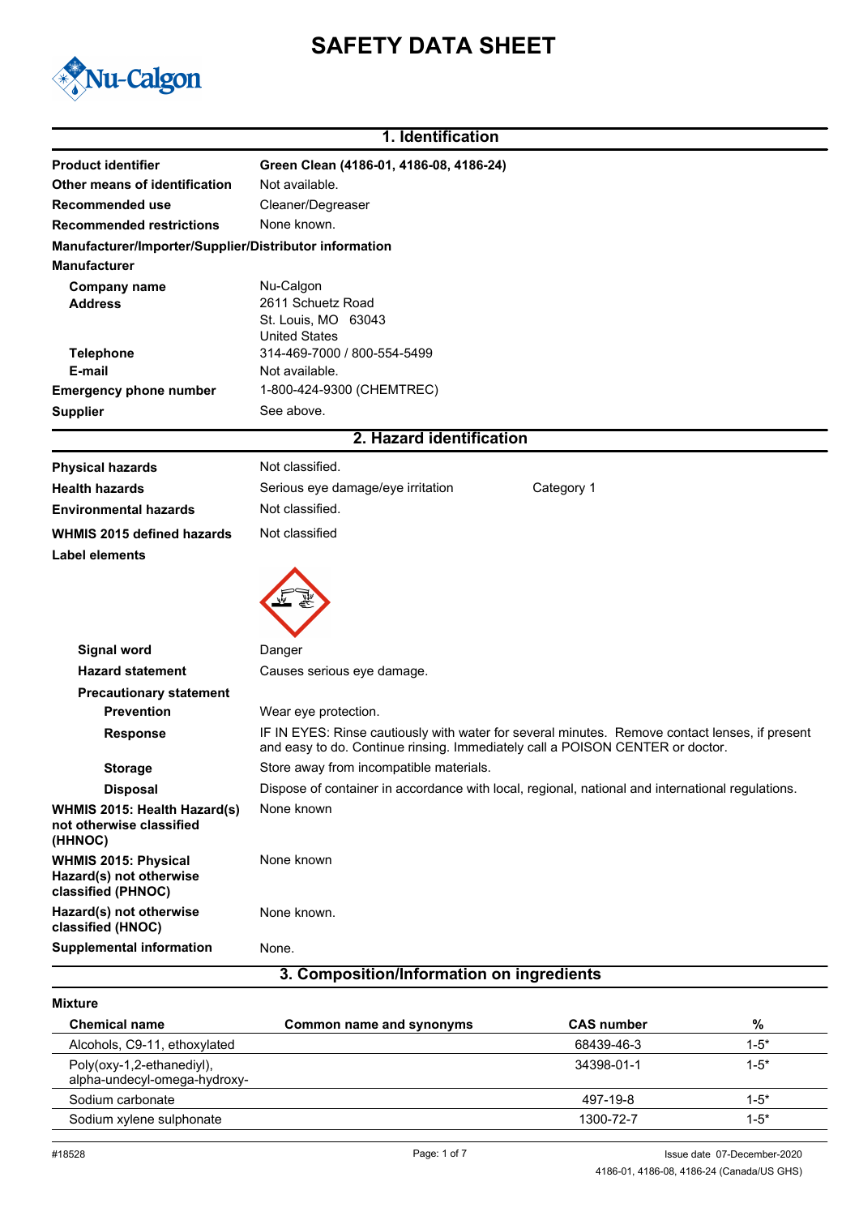# SAFETY DATA SHEET

## 1. Identification

**Product identifier** **Green Clean (4186-01, 4186-08, 4186-24)**

**Other means of identification** Not available.

**Recommended use** Cleaner/Degreaser

**Recommended restrictions** None known.

**Manufacturer/Importer/Supplier/Distributor information**

**Manufacturer**

**Company name** Nu-Calgon

**Address** 2611 Schuetz Road
St. Louis, MO 63043
United States

**Telephone** 314-469-7000 / 800-554-5499

**E-mail** Not available.

**Emergency phone number** 1-800-424-9300 (CHEMTREC)

**Supplier** See above.

## 2. Hazard identification

**Physical hazards** Not classified.

**Health hazards** Serious eye damage/eye irritation Category 1

**Environmental hazards** Not classified.

**WHMIS 2015 defined hazards** Not classified

**Label elements**

**Signal word** Danger

**Hazard statement** Causes serious eye damage.

**Precautionary statement**

**Prevention** Wear eye protection.

**Response** IF IN EYES: Rinse cautiously with water for several minutes. Remove contact lenses, if present and easy to do. Continue rinsing. Immediately call a POISON CENTER or doctor.

**Storage** Store away from incompatible materials.

**Disposal** Dispose of container in accordance with local, regional, national and international regulations.

**WHMIS 2015: Health Hazard(s) not otherwise classified (HHNOC)** None known

**WHMIS 2015: Physical Hazard(s) not otherwise classified (PHNOC)** None known

**Hazard(s) not otherwise classified (HNOC)** None known.

**Supplemental information** None.

## 3. Composition/Information on ingredients

**Mixture**

| Chemical name | Common name and synonyms | CAS number | % |
|---|---|---|---|
| Alcohols, C9-11, ethoxylated | | 68439-46-3 | 1-5* |
| Poly(oxy-1,2-ethanediyl), alpha-undecyl-omega-hydroxy- | | 34398-01-1 | 1-5* |
| Sodium carbonate | | 497-19-8 | 1-5* |
| Sodium xylene sulphonate | | 1300-72-7 | 1-5* |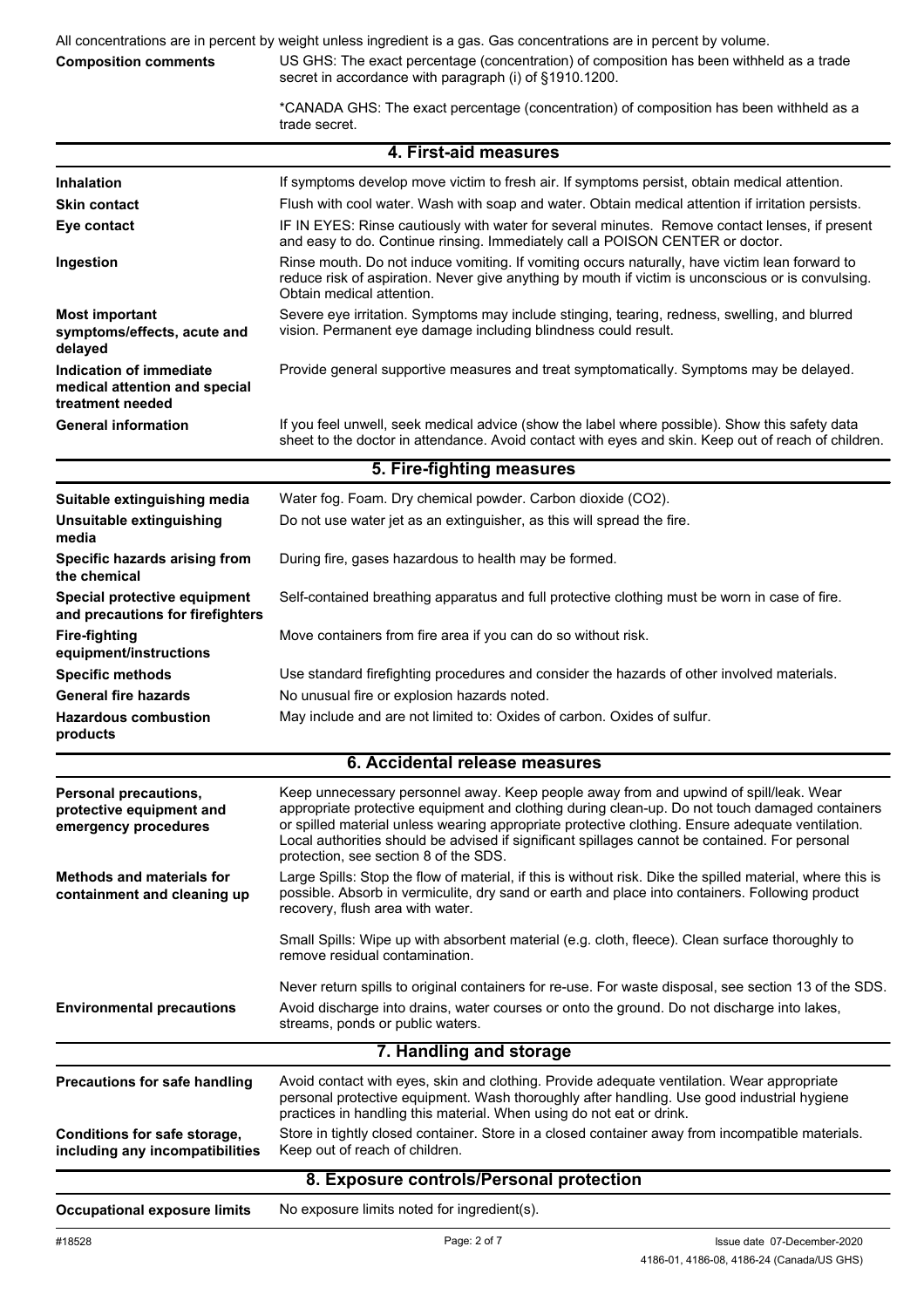All concentrations are in percent by weight unless ingredient is a gas. Gas concentrations are in percent by volume.

**Composition comments** US GHS: The exact percentage (concentration) of composition has been withheld as a trade secret in accordance with paragraph (i) of §1910.1200.

*CANADA GHS: The exact percentage (concentration) of composition has been withheld as a trade secret.

## 4. First-aid measures

| | |
|---|---|
| **Inhalation** | If symptoms develop move victim to fresh air. If symptoms persist, obtain medical attention. |
| **Skin contact** | Flush with cool water. Wash with soap and water. Obtain medical attention if irritation persists. |
| **Eye contact** | IF IN EYES: Rinse cautiously with water for several minutes. Remove contact lenses, if present and easy to do. Continue rinsing. Immediately call a POISON CENTER or doctor. |
| **Ingestion** | Rinse mouth. Do not induce vomiting. If vomiting occurs naturally, have victim lean forward to reduce risk of aspiration. Never give anything by mouth if victim is unconscious or is convulsing. Obtain medical attention. |
| **Most important symptoms/effects, acute and delayed** | Severe eye irritation. Symptoms may include stinging, tearing, redness, swelling, and blurred vision. Permanent eye damage including blindness could result. |
| **Indication of immediate medical attention and special treatment needed** | Provide general supportive measures and treat symptomatically. Symptoms may be delayed. |
| **General information** | If you feel unwell, seek medical advice (show the label where possible). Show this safety data sheet to the doctor in attendance. Avoid contact with eyes and skin. Keep out of reach of children. |

## 5. Fire-fighting measures

| | |
|---|---|
| **Suitable extinguishing media** | Water fog. Foam. Dry chemical powder. Carbon dioxide ($CO_2$). |
| **Unsuitable extinguishing media** | Do not use water jet as an extinguisher, as this will spread the fire. |
| **Specific hazards arising from the chemical** | During fire, gases hazardous to health may be formed. |
| **Special protective equipment and precautions for firefighters** | Self-contained breathing apparatus and full protective clothing must be worn in case of fire. |
| **Fire-fighting equipment/instructions** | Move containers from fire area if you can do so without risk. |
| **Specific methods** | Use standard firefighting procedures and consider the hazards of other involved materials. |
| **General fire hazards** | No unusual fire or explosion hazards noted. |
| **Hazardous combustion products** | May include and are not limited to: Oxides of carbon. Oxides of sulfur. |

## 6. Accidental release measures

| | |
|---|---|
| **Personal precautions, protective equipment and emergency procedures** | Keep unnecessary personnel away. Keep people away from and upwind of spill/leak. Wear appropriate protective equipment and clothing during clean-up. Do not touch damaged containers or spilled material unless wearing appropriate protective clothing. Ensure adequate ventilation. Local authorities should be advised if significant spillages cannot be contained. For personal protection, see section 8 of the SDS. |
| **Methods and materials for containment and cleaning up** | Large Spills: Stop the flow of material, if this is without risk. Dike the spilled material, where this is possible. Absorb in vermiculite, dry sand or earth and place into containers. Following product recovery, flush area with water.<br><br>Small Spills: Wipe up with absorbent material (e.g. cloth, fleece). Clean surface thoroughly to remove residual contamination.<br><br>Never return spills to original containers for re-use. For waste disposal, see section 13 of the SDS. |
| **Environmental precautions** | Avoid discharge into drains, water courses or onto the ground. Do not discharge into lakes, streams, ponds or public waters. |

## 7. Handling and storage

| | |
|---|---|
| **Precautions for safe handling** | Avoid contact with eyes, skin and clothing. Provide adequate ventilation. Wear appropriate personal protective equipment. Wash thoroughly after handling. Use good industrial hygiene practices in handling this material. When using do not eat or drink. |
| **Conditions for safe storage, including any incompatibilities** | Store in tightly closed container. Store in a closed container away from incompatible materials. Keep out of reach of children. |

## 8. Exposure controls/Personal protection

| | |
|---|---|
| **Occupational exposure limits** | No exposure limits noted for ingredient(s). |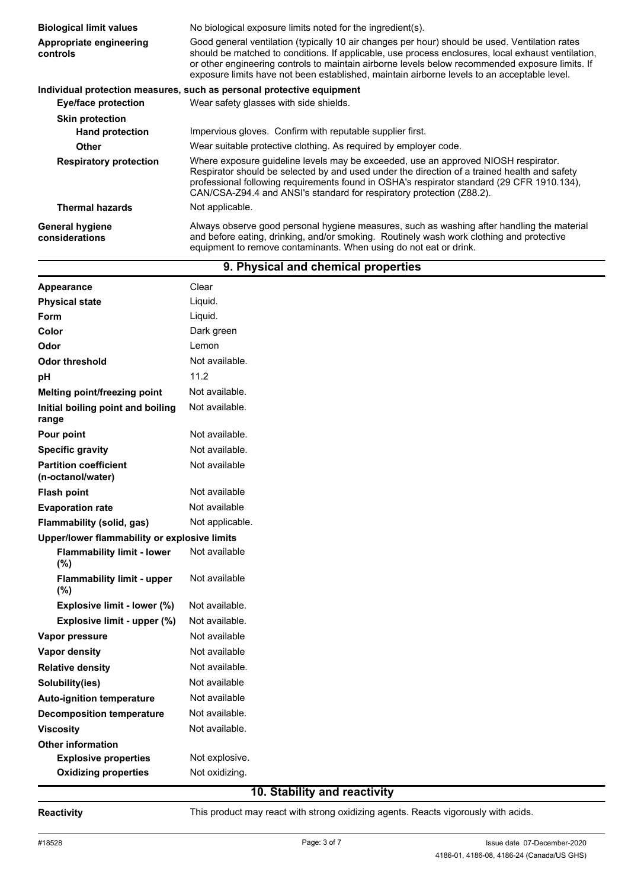| | |
|---|---|
| **Biological limit values** | No biological exposure limits noted for the ingredient(s). |
| **Appropriate engineering controls** | Good general ventilation (typically 10 air changes per hour) should be used. Ventilation rates should be matched to conditions. If applicable, use process enclosures, local exhaust ventilation, or other engineering controls to maintain airborne levels below recommended exposure limits. If exposure limits have not been established, maintain airborne levels to an acceptable level. |

**Individual protection measures, such as personal protective equipment**

| | |
|---|---|
| **Eye/face protection** | Wear safety glasses with side shields. |
| **Skin protection** | |
| **Hand protection** | Impervious gloves. Confirm with reputable supplier first. |
| **Other** | Wear suitable protective clothing. As required by employer code. |
| **Respiratory protection** | Where exposure guideline levels may be exceeded, use an approved NIOSH respirator. Respirator should be selected by and used under the direction of a trained health and safety professional following requirements found in OSHA's respirator standard (29 CFR 1910.134), CAN/CSA-Z94.4 and ANSI's standard for respiratory protection (Z88.2). |
| **Thermal hazards** | Not applicable. |
| **General hygiene considerations** | Always observe good personal hygiene measures, such as washing after handling the material and before eating, drinking, and/or smoking. Routinely wash work clothing and protective equipment to remove contaminants. When using do not eat or drink. |

## 9. Physical and chemical properties

| | |
|---|---|
| **Appearance** | Clear |
| **Physical state** | Liquid. |
| **Form** | Liquid. |
| **Color** | Dark green |
| **Odor** | Lemon |
| **Odor threshold** | Not available. |
| **pH** | 11.2 |
| **Melting point/freezing point** | Not available. |
| **Initial boiling point and boiling range** | Not available. |
| **Pour point** | Not available. |
| **Specific gravity** | Not available. |
| **Partition coefficient (n-octanol/water)** | Not available |
| **Flash point** | Not available |
| **Evaporation rate** | Not available |
| **Flammability (solid, gas)** | Not applicable. |
| **Upper/lower flammability or explosive limits** | |
| **Flammability limit - lower (%)** | Not available |
| **Flammability limit - upper (%)** | Not available |
| **Explosive limit - lower (%)** | Not available. |
| **Explosive limit - upper (%)** | Not available. |
| **Vapor pressure** | Not available |
| **Vapor density** | Not available |
| **Relative density** | Not available. |
| **Solubility(ies)** | Not available |
| **Auto-ignition temperature** | Not available |
| **Decomposition temperature** | Not available. |
| **Viscosity** | Not available. |
| **Other information** | |
| **Explosive properties** | Not explosive. |
| **Oxidizing properties** | Not oxidizing. |

## 10. Stability and reactivity

| | |
|---|---|
| **Reactivity** | This product may react with strong oxidizing agents. Reacts vigorously with acids. |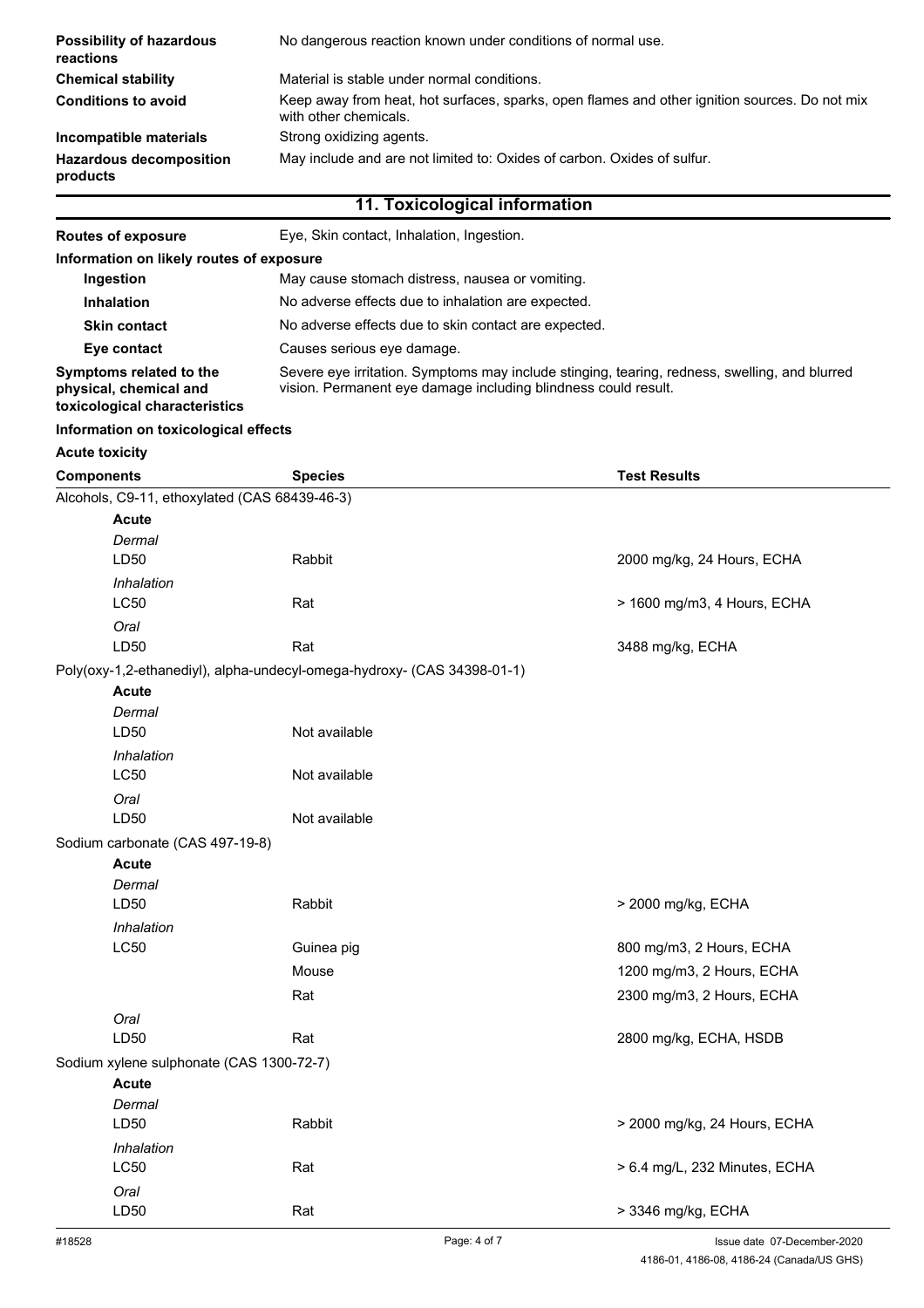| | |
|---|---|
| **Possibility of hazardous reactions** | No dangerous reaction known under conditions of normal use. |
| **Chemical stability** | Material is stable under normal conditions. |
| **Conditions to avoid** | Keep away from heat, hot surfaces, sparks, open flames and other ignition sources. Do not mix with other chemicals. |
| **Incompatible materials** | Strong oxidizing agents. |
| **Hazardous decomposition products** | May include and are not limited to: Oxides of carbon. Oxides of sulfur. |

## 11. Toxicological information

| | |
|---|---|
| **Routes of exposure** | Eye, Skin contact, Inhalation, Ingestion. |

**Information on likely routes of exposure**

| | |
|---|---|
| **Ingestion** | May cause stomach distress, nausea or vomiting. |
| **Inhalation** | No adverse effects due to inhalation are expected. |
| **Skin contact** | No adverse effects due to skin contact are expected. |
| **Eye contact** | Causes serious eye damage. |
| **Symptoms related to the physical, chemical and toxicological characteristics** | Severe eye irritation. Symptoms may include stinging, tearing, redness, swelling, and blurred vision. Permanent eye damage including blindness could result. |

**Information on toxicological effects**

**Acute toxicity**

| Components | Species | Test Results |
|---|---|---|
| Alcohols, C9-11, ethoxylated (CAS 68439-46-3) | | |
| **Acute** | | |
| *Dermal* | | |
| LD50 | Rabbit | 2000 mg/kg, 24 Hours, ECHA |
| *Inhalation* | | |
| LC50 | Rat | > 1600 mg/m3, 4 Hours, ECHA |
| *Oral* | | |
| LD50 | Rat | 3488 mg/kg, ECHA |
| Poly(oxy-1,2-ethanediyl), alpha-undecyl-omega-hydroxy- (CAS 34398-01-1) | | |
| **Acute** | | |
| *Dermal* | | |
| LD50 | Not available | |
| *Inhalation* | | |
| LC50 | Not available | |
| *Oral* | | |
| LD50 | Not available | |
| Sodium carbonate (CAS 497-19-8) | | |
| **Acute** | | |
| *Dermal* | | |
| LD50 | Rabbit | > 2000 mg/kg, ECHA |
| *Inhalation* | | |
| LC50 | Guinea pig | 800 mg/m3, 2 Hours, ECHA |
| | Mouse | 1200 mg/m3, 2 Hours, ECHA |
| | Rat | 2300 mg/m3, 2 Hours, ECHA |
| *Oral* | | |
| LD50 | Rat | 2800 mg/kg, ECHA, HSDB |
| Sodium xylene sulphonate (CAS 1300-72-7) | | |
| **Acute** | | |
| *Dermal* | | |
| LD50 | Rabbit | > 2000 mg/kg, 24 Hours, ECHA |
| *Inhalation* | | |
| LC50 | Rat | > 6.4 mg/L, 232 Minutes, ECHA |
| *Oral* | | |
| LD50 | Rat | > 3346 mg/kg, ECHA |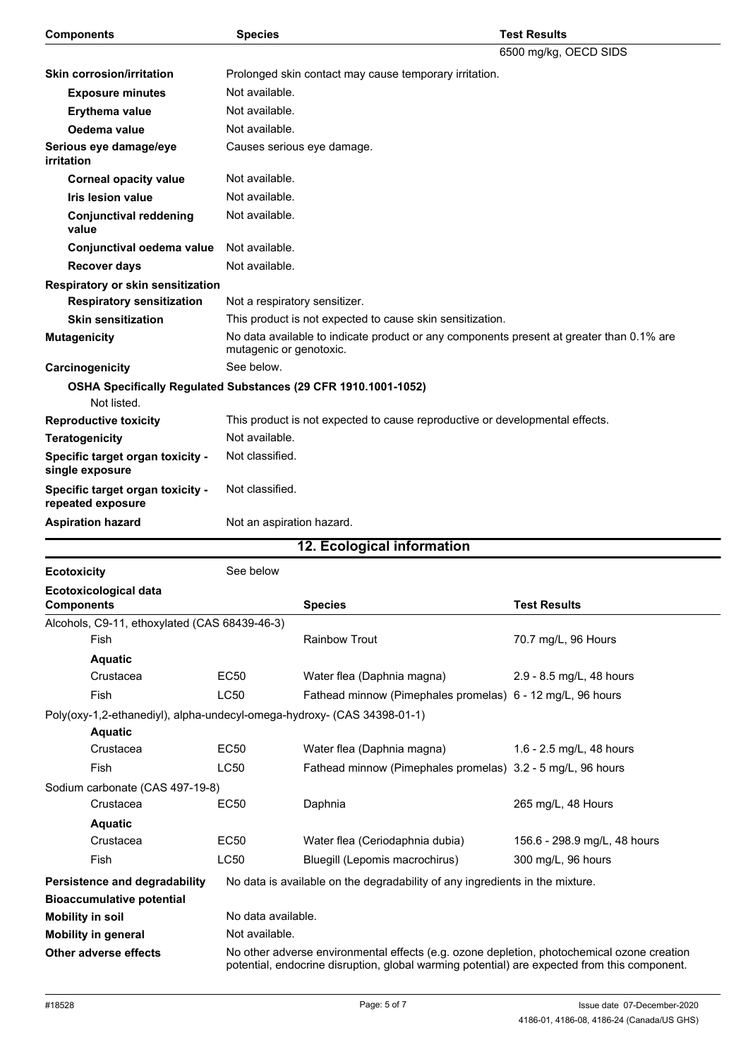| Components | Species | Test Results |
|---|---|---|
| | | 6500 mg/kg, OECD SIDS |

| | |
|---|---|
| **Skin corrosion/irritation** | Prolonged skin contact may cause temporary irritation. |
| **Exposure minutes** | Not available. |
| **Erythema value** | Not available. |
| **Oedema value** | Not available. |
| **Serious eye damage/eye irritation** | Causes serious eye damage. |
| **Corneal opacity value** | Not available. |
| **Iris lesion value** | Not available. |
| **Conjunctival reddening value** | Not available. |
| **Conjunctival oedema value** | Not available. |
| **Recover days** | Not available. |
| **Respiratory or skin sensitization** | |
| **Respiratory sensitization** | Not a respiratory sensitizer. |
| **Skin sensitization** | This product is not expected to cause skin sensitization. |
| **Mutagenicity** | No data available to indicate product or any components present at greater than 0.1% are mutagenic or genotoxic. |
| **Carcinogenicity** | See below. |

**OSHA Specifically Regulated Substances (29 CFR 1910.1001-1052)**

Not listed.

| | |
|---|---|
| **Reproductive toxicity** | This product is not expected to cause reproductive or developmental effects. |
| **Teratogenicity** | Not available. |
| **Specific target organ toxicity - single exposure** | Not classified. |
| **Specific target organ toxicity - repeated exposure** | Not classified. |
| **Aspiration hazard** | Not an aspiration hazard. |

## 12. Ecological information

**Ecotoxicity** See below

**Ecotoxicological data**

| Components | | Species | Test Results |
|---|---|---|---|
| Alcohols, C9-11, ethoxylated (CAS 68439-46-3) | | | |
| Fish | | Rainbow Trout | 70.7 mg/L, 96 Hours |
| **Aquatic** | | | |
| Crustacea | EC50 | Water flea (Daphnia magna) | 2.9 - 8.5 mg/L, 48 hours |
| Fish | LC50 | Fathead minnow (Pimephales promelas) | 6 - 12 mg/L, 96 hours |
| Poly(oxy-1,2-ethanediyl), alpha-undecyl-omega-hydroxy- (CAS 34398-01-1) | | | |
| **Aquatic** | | | |
| Crustacea | EC50 | Water flea (Daphnia magna) | 1.6 - 2.5 mg/L, 48 hours |
| Fish | LC50 | Fathead minnow (Pimephales promelas) | 3.2 - 5 mg/L, 96 hours |
| Sodium carbonate (CAS 497-19-8) | | | |
| Crustacea | EC50 | Daphnia | 265 mg/L, 48 Hours |
| **Aquatic** | | | |
| Crustacea | EC50 | Water flea (Ceriodaphnia dubia) | 156.6 - 298.9 mg/L, 48 hours |
| Fish | LC50 | Bluegill (Lepomis macrochirus) | 300 mg/L, 96 hours |

| | |
|---|---|
| **Persistence and degradability** | No data is available on the degradability of any ingredients in the mixture. |
| **Bioaccumulative potential** | |
| **Mobility in soil** | No data available. |
| **Mobility in general** | Not available. |
| **Other adverse effects** | No other adverse environmental effects (e.g. ozone depletion, photochemical ozone creation potential, endocrine disruption, global warming potential) are expected from this component. |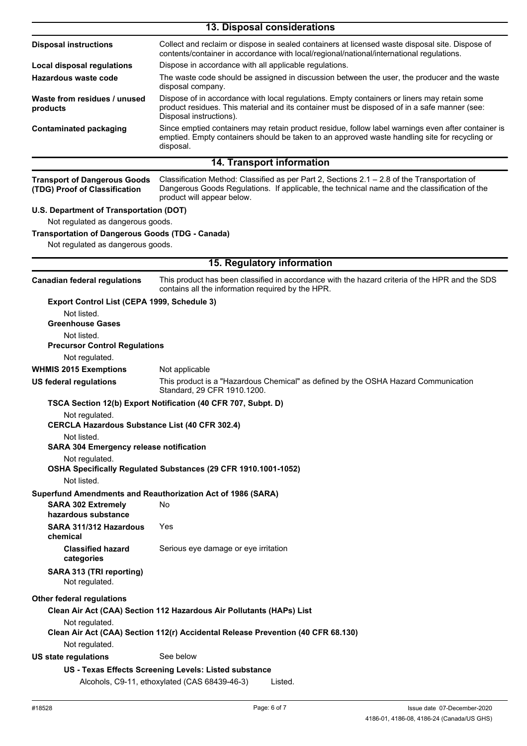## 13. Disposal considerations

**Disposal instructions** Collect and reclaim or dispose in sealed containers at licensed waste disposal site. Dispose of contents/container in accordance with local/regional/national/international regulations.

**Local disposal regulations** Dispose in accordance with all applicable regulations.

**Hazardous waste code** The waste code should be assigned in discussion between the user, the producer and the waste disposal company.

**Waste from residues / unused products** Dispose of in accordance with local regulations. Empty containers or liners may retain some product residues. This material and its container must be disposed of in a safe manner (see: Disposal instructions).

**Contaminated packaging** Since emptied containers may retain product residue, follow label warnings even after container is emptied. Empty containers should be taken to an approved waste handling site for recycling or disposal.

## 14. Transport information

**Transport of Dangerous Goods (TDG) Proof of Classification** Classification Method: Classified as per Part 2, Sections 2.1 – 2.8 of the Transportation of Dangerous Goods Regulations. If applicable, the technical name and the classification of the product will appear below.

**U.S. Department of Transportation (DOT)**

Not regulated as dangerous goods.

**Transportation of Dangerous Goods (TDG - Canada)**

Not regulated as dangerous goods.

## 15. Regulatory information

**Canadian federal regulations** This product has been classified in accordance with the hazard criteria of the HPR and the SDS contains all the information required by the HPR.

**Export Control List (CEPA 1999, Schedule 3)**

Not listed.

**Greenhouse Gases**

Not listed.

**Precursor Control Regulations**

Not regulated.

**WHMIS 2015 Exemptions** Not applicable

**US federal regulations** This product is a "Hazardous Chemical" as defined by the OSHA Hazard Communication Standard, 29 CFR 1910.1200.

**TSCA Section 12(b) Export Notification (40 CFR 707, Subpt. D)**

Not regulated.

**CERCLA Hazardous Substance List (40 CFR 302.4)**

Not listed.

**SARA 304 Emergency release notification**

Not regulated.

**OSHA Specifically Regulated Substances (29 CFR 1910.1001-1052)**

Not listed.

**Superfund Amendments and Reauthorization Act of 1986 (SARA)**

**SARA 302 Extremely hazardous substance** No

**SARA 311/312 Hazardous chemical** Yes

**Classified hazard categories** Serious eye damage or eye irritation

**SARA 313 (TRI reporting)**

Not regulated.

**Other federal regulations**

**Clean Air Act (CAA) Section 112 Hazardous Air Pollutants (HAPs) List**

Not regulated.

**Clean Air Act (CAA) Section 112(r) Accidental Release Prevention (40 CFR 68.130)**

Not regulated.

**US state regulations** See below

**US - Texas Effects Screening Levels: Listed substance**

Alcohols, C9-11, ethoxylated (CAS 68439-46-3) Listed.

#18528 Issue date 07-December-2020

4186-01, 4186-08, 4186-24 (Canada/US GHS)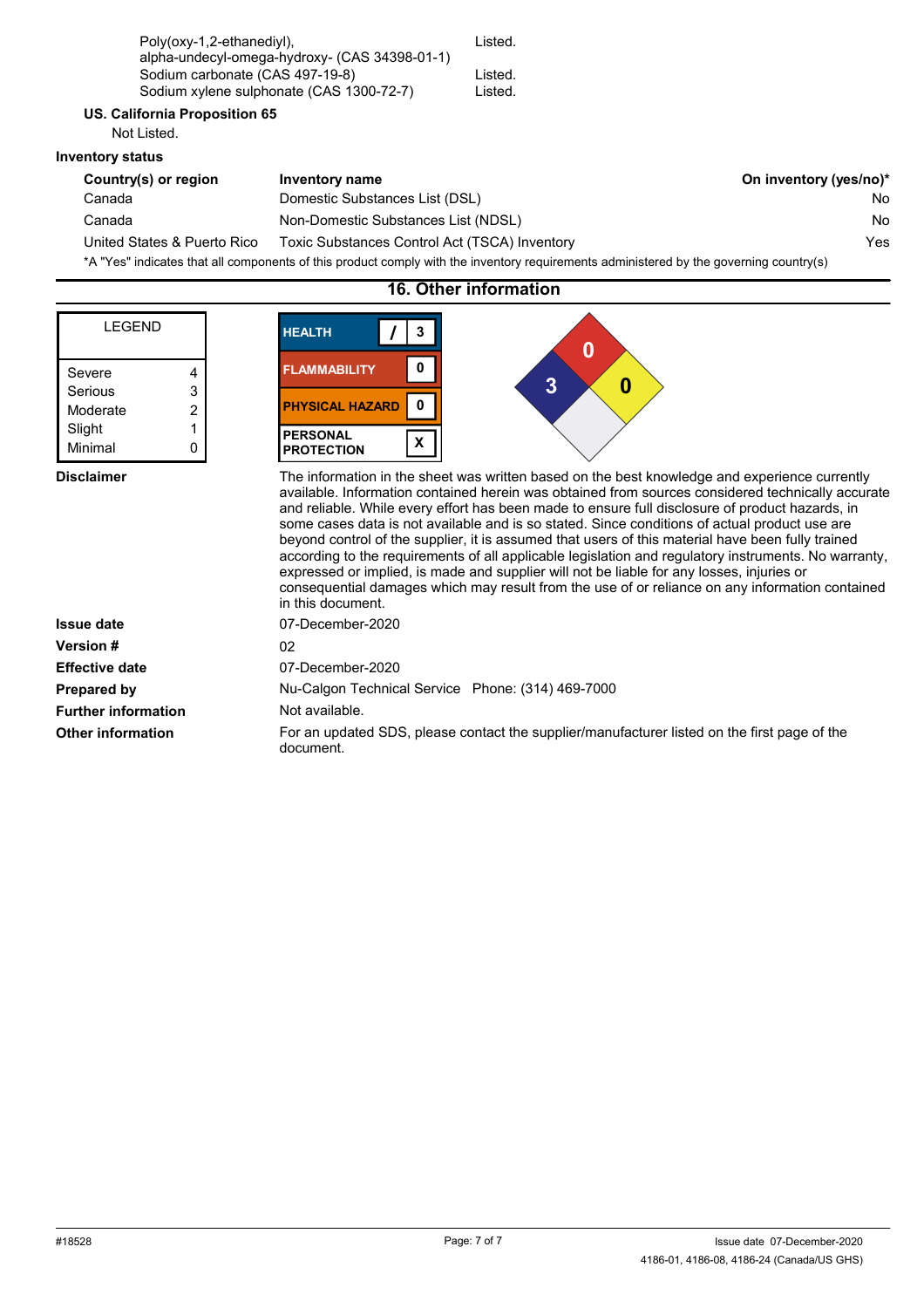| | |
|---|---|
| Poly(oxy-1,2-ethanediyl), alpha-undecyl-omega-hydroxy- (CAS 34398-01-1) | Listed. |
| Sodium carbonate (CAS 497-19-8) | Listed. |
| Sodium xylene sulphonate (CAS 1300-72-7) | Listed. |

**US. California Proposition 65**

Not Listed.

**Inventory status**

| Country(s) or region | Inventory name | On inventory (yes/no)* |
|---|---|---|
| Canada | Domestic Substances List (DSL) | No |
| Canada | Non-Domestic Substances List (NDSL) | No |
| United States & Puerto Rico | Toxic Substances Control Act (TSCA) Inventory | Yes |

*A "Yes" indicates that all components of this product comply with the inventory requirements administered by the governing country(s)

## 16. Other information

| LEGEND | |
|---|---|
| Severe | 4 |
| Serious | 3 |
| Moderate | 2 |
| Slight | 1 |
| Minimal | 0 |

| | |
|---|---|
| HEALTH | / 3 |
| FLAMMABILITY | 0 |
| PHYSICAL HAZARD | 0 |
| PERSONAL PROTECTION | X |

0

3

0

**Disclaimer** The information in the sheet was written based on the best knowledge and experience currently available. Information contained herein was obtained from sources considered technically accurate and reliable. While every effort has been made to ensure full disclosure of product hazards, in some cases data is not available and is so stated. Since conditions of actual product use are beyond control of the supplier, it is assumed that users of this material have been fully trained according to the requirements of all applicable legislation and regulatory instruments. No warranty, expressed or implied, is made and supplier will not be liable for any losses, injuries or consequential damages which may result from the use of or reliance on any information contained in this document.

**Issue date** 07-December-2020

**Version #** 02

**Effective date** 07-December-2020

**Prepared by** Nu-Calgon Technical Service Phone: (314) 469-7000

**Further information** Not available.

**Other information** For an updated SDS, please contact the supplier/manufacturer listed on the first page of the document.